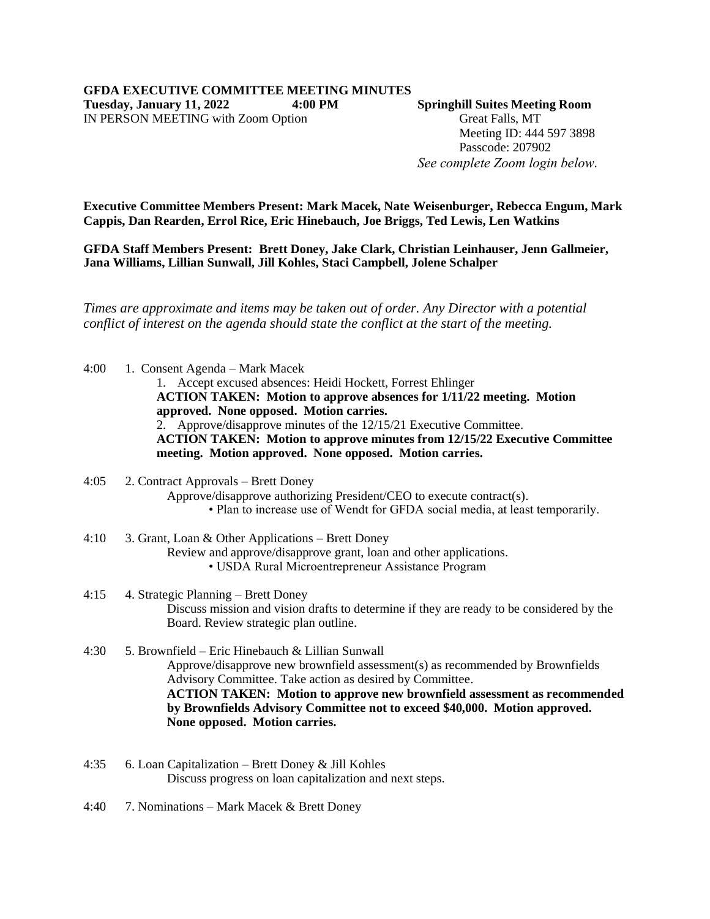**GFDA EXECUTIVE COMMITTEE MEETING MINUTES**

**Tuesday, January 11, 2022 4:00 PM**
IN PERSON MEETING with Zoom Option

**Springhill Suites Meeting Room**
Great Falls, MT
Meeting ID: 444 597 3898
Passcode: 207902
*See complete Zoom login below.*

**Executive Committee Members Present: Mark Macek, Nate Weisenburger, Rebecca Engum, Mark Cappis, Dan Rearden, Errol Rice, Eric Hinebauch, Joe Briggs, Ted Lewis, Len Watkins**

**GFDA Staff Members Present: Brett Doney, Jake Clark, Christian Leinhauser, Jenn Gallmeier, Jana Williams, Lillian Sunwall, Jill Kohles, Staci Campbell, Jolene Schalper**

*Times are approximate and items may be taken out of order. Any Director with a potential conflict of interest on the agenda should state the conflict at the start of the meeting.*

4:00 1. Consent Agenda – Mark Macek

1. Accept excused absences: Heidi Hockett, Forrest Ehlinger
   **ACTION TAKEN: Motion to approve absences for 1/11/22 meeting. Motion approved. None opposed. Motion carries.**
2. Approve/disapprove minutes of the 12/15/21 Executive Committee.
   **ACTION TAKEN: Motion to approve minutes from 12/15/22 Executive Committee meeting. Motion approved. None opposed. Motion carries.**

4:05 2. Contract Approvals – Brett Doney

Approve/disapprove authorizing President/CEO to execute contract(s).

- Plan to increase use of Wendt for GFDA social media, at least temporarily.

4:10 3. Grant, Loan & Other Applications – Brett Doney

Review and approve/disapprove grant, loan and other applications.

- USDA Rural Microentrepreneur Assistance Program

4:15 4. Strategic Planning – Brett Doney

Discuss mission and vision drafts to determine if they are ready to be considered by the Board. Review strategic plan outline.

4:30 5. Brownfield – Eric Hinebauch & Lillian Sunwall

Approve/disapprove new brownfield assessment(s) as recommended by Brownfields Advisory Committee. Take action as desired by Committee.
**ACTION TAKEN: Motion to approve new brownfield assessment as recommended by Brownfields Advisory Committee not to exceed $40,000. Motion approved. None opposed. Motion carries.**

4:35 6. Loan Capitalization – Brett Doney & Jill Kohles

Discuss progress on loan capitalization and next steps.

4:40 7. Nominations – Mark Macek & Brett Doney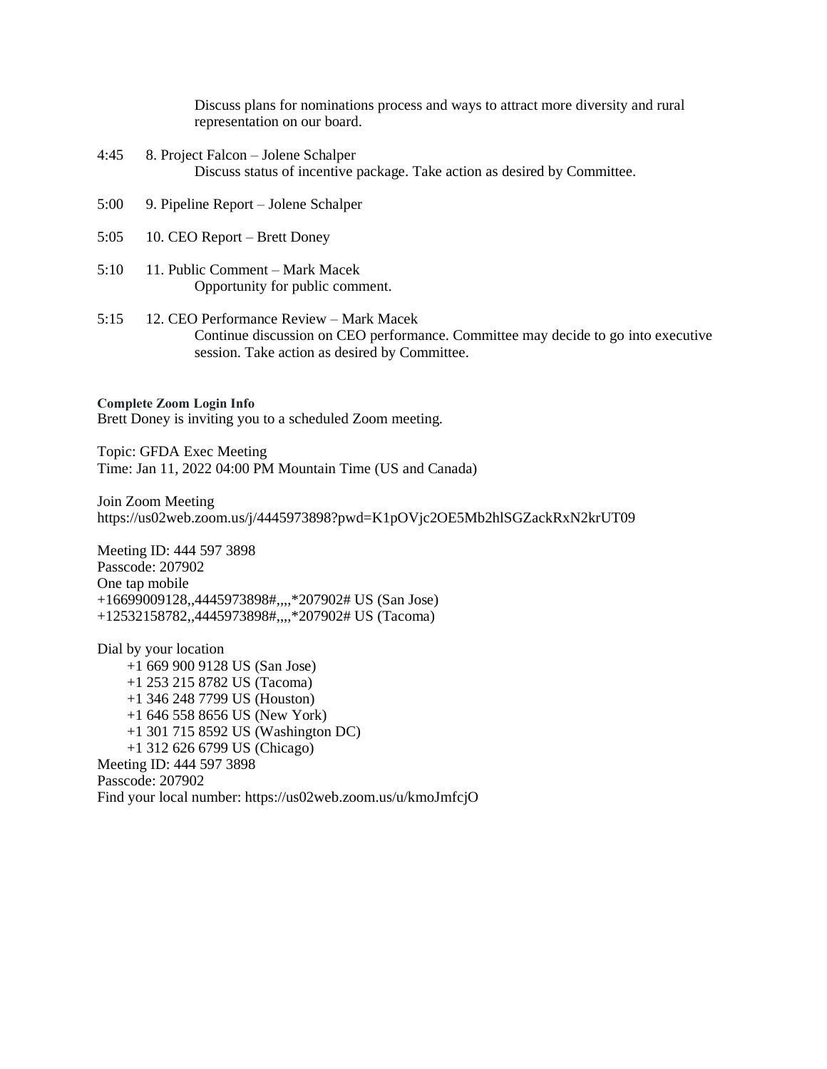Discuss plans for nominations process and ways to attract more diversity and rural representation on our board.

4:45 8. Project Falcon – Jolene Schalper
Discuss status of incentive package. Take action as desired by Committee.

5:00 9. Pipeline Report – Jolene Schalper

5:05 10. CEO Report – Brett Doney

5:10 11. Public Comment – Mark Macek
Opportunity for public comment.

5:15 12. CEO Performance Review – Mark Macek
Continue discussion on CEO performance. Committee may decide to go into executive session. Take action as desired by Committee.

**Complete Zoom Login Info**

Brett Doney is inviting you to a scheduled Zoom meeting.

Topic: GFDA Exec Meeting
Time: Jan 11, 2022 04:00 PM Mountain Time (US and Canada)

Join Zoom Meeting
https://us02web.zoom.us/j/4445973898?pwd=K1pOVjc2OE5Mb2hlSGZackRxN2krUT09

Meeting ID: 444 597 3898
Passcode: 207902
One tap mobile
+16699009128,,4445973898#,,,,*207902# US (San Jose)
+12532158782,,4445973898#,,,,*207902# US (Tacoma)

Dial by your location
+1 669 900 9128 US (San Jose)
+1 253 215 8782 US (Tacoma)
+1 346 248 7799 US (Houston)
+1 646 558 8656 US (New York)
+1 301 715 8592 US (Washington DC)
+1 312 626 6799 US (Chicago)
Meeting ID: 444 597 3898
Passcode: 207902
Find your local number: https://us02web.zoom.us/u/kmoJmfcjO